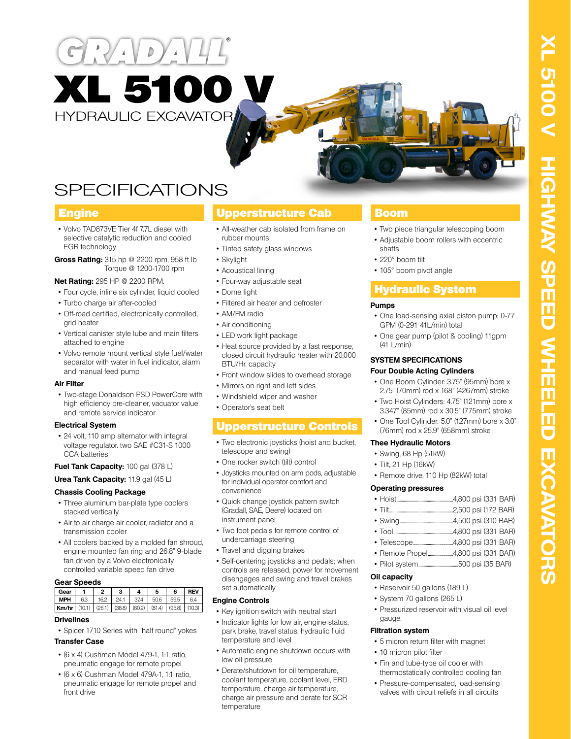# GRADALL®

# XL 5100 V

HYDRAULIC EXCAVATOR

XL 5100 V HIGHWAY SPEED WHEELED EXCAVATORS

# SPECIFICATIONS

## Engine

- Volvo TAD873VE Tier 4f 7.7L diesel with selective catalytic reduction and cooled EGR technology

**Gross Rating:** 315 hp @ 2200 rpm, 958 ft lb Torque @ 1200-1700 rpm

**Net Rating:** 295 HP @ 2200 RPM.

- Four cycle, inline six cylinder, liquid cooled
- Turbo charge air after-cooled
- Off-road certified, electronically controlled, grid heater
- Vertical canister style lube and main filters attached to engine
- Volvo remote mount vertical style fuel/water separator with water in fuel indicator, alarm and manual feed pump

### Air Filter

- Two-stage Donaldson PSD PowerCore with high efficiency pre-cleaner, vacuator value and remote service indicator

### Electrical System

- 24 volt, 110 amp alternator with integral voltage regulator. two SAE #C31-S 1000 CCA batteries

**Fuel Tank Capacity:** 100 gal (378 L)

**Urea Tank Capacity:** 11.9 gal (45 L)

### Chassis Cooling Package

- Three aluminum bar-plate type coolers stacked vertically
- Air to air charge air cooler, radiator and a transmission cooler
- All coolers backed by a molded fan shroud, engine mounted fan ring and 26.8" 9-blade fan driven by a Volvo electronically controlled variable speed fan drive

### Gear Speeds

| Gear | 1 | 2 | 3 | 4 | 5 | 6 | REV |
|---|---|---|---|---|---|---|---|
| MPH | 6.3 | 16.2 | 24.1 | 37.4 | 50.6 | 59.5 | 6.4 |
| Km/hr | (10.1) | (26.1) | (38.8) | (60.2) | (81.4) | (95.8) | (10.3) |

### Drivelines

- Spicer 1710 Series with "half round" yokes

### Transfer Case

- (6 x 4) Cushman Model 479-1, 1:1 ratio, pneumatic engage for remote propel
- (6 x 6) Cushman Model 479A-1, 1:1 ratio, pneumatic engage for remote propel and front drive

## Upperstructure Cab

- All-weather cab isolated from frame on rubber mounts
- Tinted safety glass windows
- Skylight
- Acoustical lining
- Four-way adjustable seat
- Dome light
- Filtered air heater and defroster
- AM/FM radio
- Air conditioning
- LED work light package
- Heat source provided by a fast response, closed circuit hydraulic heater with 20,000 BTU/Hr. capacity
- Front window slides to overhead storage
- Mirrors on right and left sides
- Windshield wiper and washer
- Operator's seat belt

## Upperstructure Controls

- Two electronic joysticks (hoist and bucket, telescope and swing)
- One rocker switch (tilt) control
- Joysticks mounted on arm pods, adjustable for individual operator comfort and convenience
- Quick change joystick pattern switch (Gradall, SAE, Deere) located on instrument panel
- Two foot pedals for remote control of undercarriage steering
- Travel and digging brakes
- Self-centering joysticks and pedals; when controls are released, power for movement disengages and swing and travel brakes set automatically

### Engine Controls

- Key ignition switch with neutral start
- Indicator lights for low air, engine status, park brake, travel status, hydraulic fluid temperature and level
- Automatic engine shutdown occurs with low oil pressure
- Derate/shutdown for oil temperature, coolant temperature, coolant level, ERD temperature, charge air temperature, charge air pressure and derate for SCR temperature

## Boom

- Two piece triangular telescoping boom
- Adjustable boom rollers with eccentric shafts
- 220° boom tilt
- 105° boom pivot angle

## Hydraulic System

### Pumps

- One load-sensing axial piston pump; 0-77 GPM (0-291 41L/min) total
- One gear pump (pilot & cooling) 11gpm (41 L/min)

### SYSTEM SPECIFICATIONS

### Four Double Acting Cylinders

- One Boom Cylinder: 3.75" (95mm) bore x 2.75" (70mm) rod x 168" (4267mm) stroke
- Two Hoist Cylinders: 4.75" (121mm) bore x 3.347" (85mm) rod x 30.5" (775mm) stroke
- One Tool Cylinder: 5.0" (127mm) bore x 3.0" (76mm) rod x 25.9" (658mm) stroke

### Thee Hydraulic Motors

- Swing, 68 Hp (51kW)
- Tilt, 21 Hp (16kW)
- Remote drive, 110 Hp (82kW) total

### Operating pressures

- Hoist....4,800 psi (331 BAR)
- Tilt....2,500 psi (172 BAR)
- Swing....4,500 psi (310 BAR)
- Tool....4,800 psi (331 BAR)
- Telescope....4,800 psi (331 BAR)
- Remote Propel....4,800 psi (331 BAR)
- Pilot system....500 psi (35 BAR)

### Oil capacity

- Reservoir 50 gallons (189 L)
- System 70 gallons (265 L)
- Pressurized reservoir with visual oil level gauge.

### Filtration system

- 5 micron return filter with magnet
- 10 micron pilot filter
- Fin and tube-type oil cooler with thermostatically controlled cooling fan
- Pressure-compensated, load-sensing valves with circuit reliefs in all circuits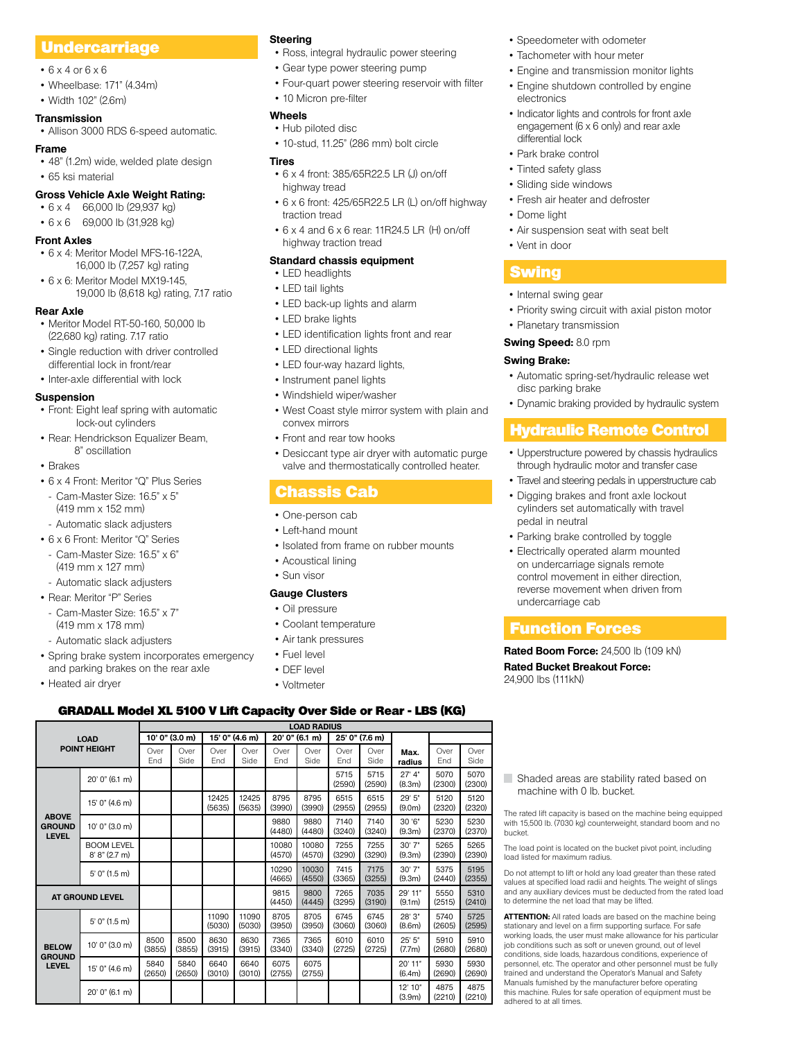## Undercarriage

- 6 x 4 or 6 x 6
- Wheelbase: 171" (4.34m)
- Width 102" (2.6m)

### Transmission

- Allison 3000 RDS 6-speed automatic.

### Frame

- 48" (1.2m) wide, welded plate design
- 65 ksi material

### Gross Vehicle Axle Weight Rating:

- 6 x 4   66,000 lb (29,937 kg)
- 6 x 6   69,000 lb (31,928 kg)

### Front Axles

- 6 x 4: Meritor Model MFS-16-122A, 16,000 lb (7,257 kg) rating
- 6 x 6: Meritor Model MX19-145, 19,000 lb (8,618 kg) rating, 7.17 ratio

### Rear Axle

- Meritor Model RT-50-160, 50,000 lb (22,680 kg) rating. 7.17 ratio
- Single reduction with driver controlled differential lock in front/rear
- Inter-axle differential with lock

### Suspension

- Front: Eight leaf spring with automatic lock-out cylinders
- Rear: Hendrickson Equalizer Beam, 8" oscillation
- Brakes
- 6 x 4 Front: Meritor "Q" Plus Series
  - Cam-Master Size: 16.5" x 5" (419 mm x 152 mm)
  - Automatic slack adjusters
- 6 x 6 Front: Meritor "Q" Series
  - Cam-Master Size: 16.5" x 6" (419 mm x 127 mm)
  - Automatic slack adjusters
- Rear: Meritor "P" Series
  - Cam-Master Size: 16.5" x 7" (419 mm x 178 mm)
  - Automatic slack adjusters
- Spring brake system incorporates emergency and parking brakes on the rear axle
- Heated air dryer

### Steering

- Ross, integral hydraulic power steering
- Gear type power steering pump
- Four-quart power steering reservoir with filter
- 10 Micron pre-filter

### Wheels

- Hub piloted disc
- 10-stud, 11.25" (286 mm) bolt circle

### Tires

- 6 x 4 front: 385/65R22.5 LR (J) on/off highway tread
- 6 x 6 front: 425/65R22.5 LR (L) on/off highway traction tread
- 6 x 4 and 6 x 6 rear: 11R24.5 LR (H) on/off highway traction tread

### Standard chassis equipment

- LED headlights
- LED tail lights
- LED back-up lights and alarm
- LED brake lights
- LED identification lights front and rear
- LED directional lights
- LED four-way hazard lights,
- Instrument panel lights
- Windshield wiper/washer
- West Coast style mirror system with plain and convex mirrors
- Front and rear tow hooks
- Desiccant type air dryer with automatic purge valve and thermostatically controlled heater.

## Chassis Cab

- One-person cab
- Left-hand mount
- Isolated from frame on rubber mounts
- Acoustical lining
- Sun visor

### Gauge Clusters

- Oil pressure
- Coolant temperature
- Air tank pressures
- Fuel level
- DEF level
- Voltmeter
- Speedometer with odometer
- Tachometer with hour meter
- Engine and transmission monitor lights
- Engine shutdown controlled by engine electronics
- Indicator lights and controls for front axle engagement (6 x 6 only) and rear axle differential lock
- Park brake control
- Tinted safety glass
- Sliding side windows
- Fresh air heater and defroster
- Dome light
- Air suspension seat with seat belt
- Vent in door

## Swing

- Internal swing gear
- Priority swing circuit with axial piston motor
- Planetary transmission

**Swing Speed:** 8.0 rpm

**Swing Brake:**

- Automatic spring-set/hydraulic release wet disc parking brake
- Dynamic braking provided by hydraulic system

## Hydraulic Remote Control

- Upperstructure powered by chassis hydraulics through hydraulic motor and transfer case
- Travel and steering pedals in upperstructure cab
- Digging brakes and front axle lockout cylinders set automatically with travel pedal in neutral
- Parking brake controlled by toggle
- Electrically operated alarm mounted on undercarriage signals remote control movement in either direction, reverse movement when driven from undercarriage cab

## Function Forces

**Rated Boom Force:** 24,500 lb (109 kN)

**Rated Bucket Breakout Force:** 24,900 lbs (111kN)

### GRADALL Model XL 5100 V Lift Capacity Over Side or Rear - LBS (KG)

| LOAD POINT HEIGHT | | LOAD RADIUS 10' 0" (3.0 m) Over End | 10' 0" (3.0 m) Over Side | 15' 0" (4.6 m) Over End | 15' 0" (4.6 m) Over Side | 20' 0" (6.1 m) Over End | 20' 0" (6.1 m) Over Side | 25' 0" (7.6 m) Over End | 25' 0" (7.6 m) Over Side | Max. radius | Over End | Over Side |
|---|---|---|---|---|---|---|---|---|---|---|---|---|
| ABOVE GROUND LEVEL | 20' 0" (6.1 m) | | | | | | | 5715 (2590) | 5715 (2590) | 27' 4" (8.3m) | 5070 (2300) | 5070 (2300) |
| | 15' 0" (4.6 m) | | | 12425 (5635) | 12425 (5635) | 8795 (3990) | 8795 (3990) | 6515 (2955) | 6515 (2955) | 29' 5" (9.0m) | 5120 (2320) | 5120 (2320) |
| | 10' 0" (3.0 m) | | | | | 9880 (4480) | 9880 (4480) | 7140 (3240) | 7140 (3240) | 30 '6" (9.3m) | 5230 (2370) | 5230 (2370) |
| | BOOM LEVEL 8' 8" (2.7 m) | | | | | 10080 (4570) | 10080 (4570) | 7255 (3290) | 7255 (3290) | 30' 7" (9.3m) | 5265 (2390) | 5265 (2390) |
| | 5' 0" (1.5 m) | | | | | 10290 (4665) | 10030 (4550) | 7415 (3365) | 7175 (3255) | 30' 7" (9.3m) | 5375 (2440) | 5195 (2355) |
| AT GROUND LEVEL | | | | | | 9815 (4450) | 9800 (4445) | 7265 (3295) | 7035 (3190) | 29' 11" (9.1m) | 5550 (2515) | 5310 (2410) |
| BELOW GROUND LEVEL | 5' 0" (1.5 m) | | | 11090 (5030) | 11090 (5030) | 8705 (3950) | 8705 (3950) | 6745 (3060) | 6745 (3060) | 28' 3" (8.6m) | 5740 (2605) | 5725 (2595) |
| | 10' 0" (3.0 m) | 8500 (3855) | 8500 (3855) | 8630 (3915) | 8630 (3915) | 7365 (3340) | 7365 (3340) | 6010 (2725) | 6010 (2725) | 25' 5" (7.7m) | 5910 (2680) | 5910 (2680) |
| | 15' 0" (4.6 m) | 5840 (2650) | 5840 (2650) | 6640 (3010) | 6640 (3010) | 6075 (2755) | 6075 (2755) | | | 20' 11" (6.4m) | 5930 (2690) | 5930 (2690) |
| | 20' 0" (6.1 m) | | | | | | | | | 12' 10" (3.9m) | 4875 (2210) | 4875 (2210) |

Shaded areas are stability rated based on machine with 0 lb. bucket.

The rated lift capacity is based on the machine being equipped with 15,500 lb. (7030 kg) counterweight, standard boom and no bucket.

The load point is located on the bucket pivot point, including load listed for maximum radius.

Do not attempt to lift or hold any load greater than these rated values at specified load radii and heights. The weight of slings and any auxiliary devices must be deducted from the rated load to determine the net load that may be lifted.

**ATTENTION:** All rated loads are based on the machine being stationary and level on a firm supporting surface. For safe working loads, the user must make allowance for his particular job conditions such as soft or uneven ground, out of level conditions, side loads, hazardous conditions, experience of personnel, etc. The operator and other personnel must be fully trained and understand the Operator's Manual and Safety Manuals furnished by the manufacturer before operating this machine. Rules for safe operation of equipment must be adhered to at all times.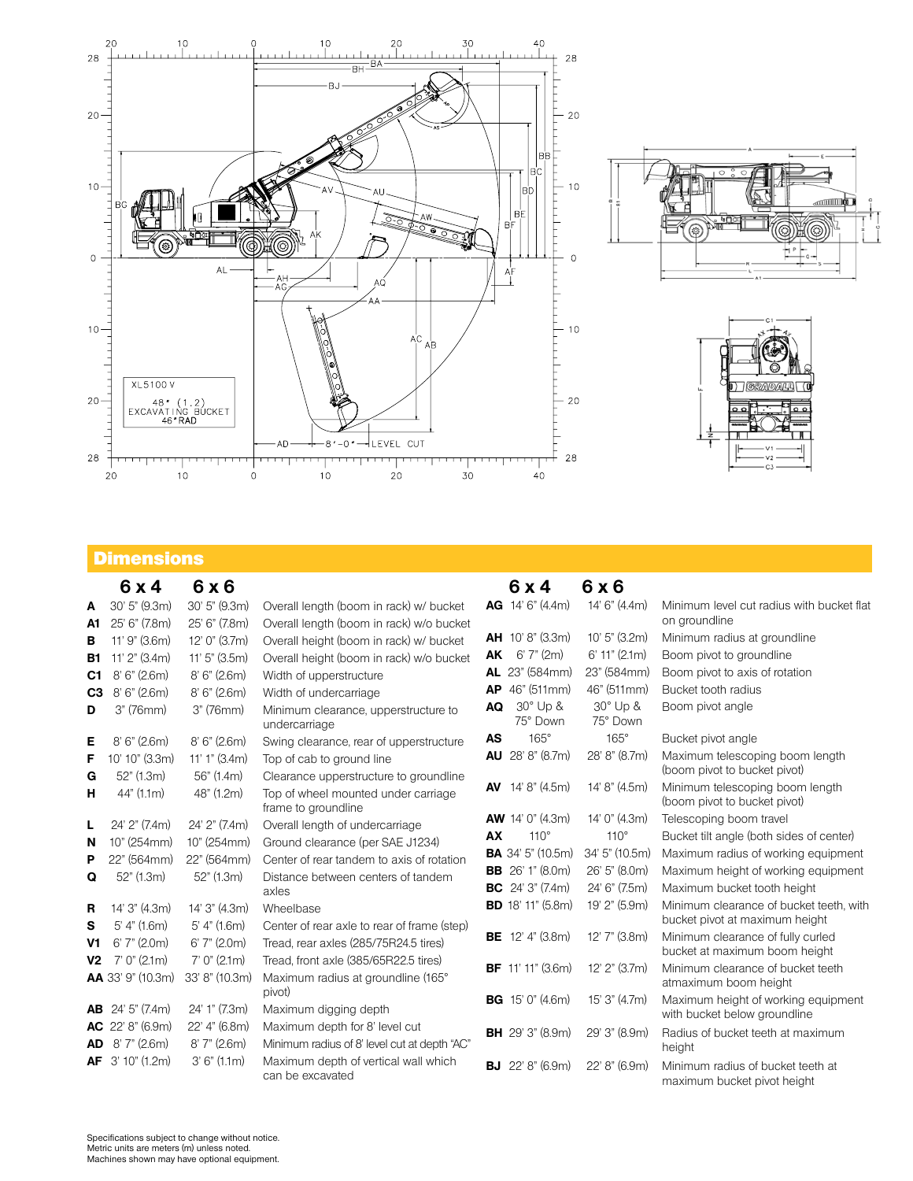XL5100 V

48" (1.2)
EXCAVATING BUCKET
46" RAD

8'-0" LEVEL CUT

## Dimensions

| | 6 x 4 | 6 x 6 | |
|---|---|---|---|
| **A** | 30' 5" (9.3m) | 30' 5" (9.3m) | Overall length (boom in rack) w/ bucket |
| **A1** | 25' 6" (7.8m) | 25' 6" (7.8m) | Overall length (boom in rack) w/o bucket |
| **B** | 11' 9" (3.6m) | 12' 0" (3.7m) | Overall height (boom in rack) w/ bucket |
| **B1** | 11' 2" (3.4m) | 11' 5" (3.5m) | Overall height (boom in rack) w/o bucket |
| **C1** | 8' 6" (2.6m) | 8' 6" (2.6m) | Width of upperstructure |
| **C3** | 8' 6" (2.6m) | 8' 6" (2.6m) | Width of undercarriage |
| **D** | 3" (76mm) | 3" (76mm) | Minimum clearance, upperstructure to undercarriage |
| **E** | 8' 6" (2.6m) | 8' 6" (2.6m) | Swing clearance, rear of upperstructure |
| **F** | 10' 10" (3.3m) | 11' 1" (3.4m) | Top of cab to ground line |
| **G** | 52" (1.3m) | 56" (1.4m) | Clearance upperstructure to groundline |
| **H** | 44" (1.1m) | 48" (1.2m) | Top of wheel mounted under carriage frame to groundline |
| **L** | 24' 2" (7.4m) | 24' 2" (7.4m) | Overall length of undercarriage |
| **N** | 10" (254mm) | 10" (254mm) | Ground clearance (per SAE J1234) |
| **P** | 22" (564mm) | 22" (564mm) | Center of rear tandem to axis of rotation |
| **Q** | 52" (1.3m) | 52" (1.3m) | Distance between centers of tandem axles |
| **R** | 14' 3" (4.3m) | 14' 3" (4.3m) | Wheelbase |
| **S** | 5' 4" (1.6m) | 5' 4" (1.6m) | Center of rear axle to rear of frame (step) |
| **V1** | 6' 7" (2.0m) | 6' 7" (2.0m) | Tread, rear axles (285/75R24.5 tires) |
| **V2** | 7' 0" (2.1m) | 7' 0" (2.1m) | Tread, front axle (385/65R22.5 tires) |
| **AA** | 33' 9" (10.3m) | 33' 8" (10.3m) | Maximum radius at groundline (165° pivot) |
| **AB** | 24' 5" (7.4m) | 24' 1" (7.3m) | Maximum digging depth |
| **AC** | 22' 8" (6.9m) | 22' 4" (6.8m) | Maximum depth for 8' level cut |
| **AD** | 8' 7" (2.6m) | 8' 7" (2.6m) | Minimum radius of 8' level cut at depth "AC" |
| **AF** | 3' 10" (1.2m) | 3' 6" (1.1m) | Maximum depth of vertical wall which can be excavated |
| **AG** | 14' 6" (4.4m) | 14' 6" (4.4m) | Minimum level cut radius with bucket flat on groundline |
| **AH** | 10' 8" (3.3m) | 10' 5" (3.2m) | Minimum radius at groundline |
| **AK** | 6' 7" (2m) | 6' 11" (2.1m) | Boom pivot to groundline |
| **AL** | 23" (584mm) | 23" (584mm) | Boom pivot to axis of rotation |
| **AP** | 46" (511mm) | 46" (511mm) | Bucket tooth radius |
| **AQ** | 30° Up & 75° Down | 30° Up & 75° Down | Boom pivot angle |
| **AS** | 165° | 165° | Bucket pivot angle |
| **AU** | 28' 8" (8.7m) | 28' 8" (8.7m) | Maximum telescoping boom length (boom pivot to bucket pivot) |
| **AV** | 14' 8" (4.5m) | 14' 8" (4.5m) | Minimum telescoping boom length (boom pivot to bucket pivot) |
| **AW** | 14' 0" (4.3m) | 14' 0" (4.3m) | Telescoping boom travel |
| **AX** | 110° | 110° | Bucket tilt angle (both sides of center) |
| **BA** | 34' 5" (10.5m) | 34' 5" (10.5m) | Maximum radius of working equipment |
| **BB** | 26' 1" (8.0m) | 26' 5" (8.0m) | Maximum height of working equipment |
| **BC** | 24' 3" (7.4m) | 24' 6" (7.5m) | Maximum bucket tooth height |
| **BD** | 18' 11" (5.8m) | 19' 2" (5.9m) | Minimum clearance of bucket teeth, with bucket pivot at maximum height |
| **BE** | 12' 4" (3.8m) | 12' 7" (3.8m) | Minimum clearance of fully curled bucket at maximum boom height |
| **BF** | 11' 11" (3.6m) | 12' 2" (3.7m) | Minimum clearance of bucket teeth atmaximum boom height |
| **BG** | 15' 0" (4.6m) | 15' 3" (4.7m) | Maximum height of working equipment with bucket below groundline |
| **BH** | 29' 3" (8.9m) | 29' 3" (8.9m) | Radius of bucket teeth at maximum height |
| **BJ** | 22' 8" (6.9m) | 22' 8" (6.9m) | Minimum radius of bucket teeth at maximum bucket pivot height |

Specifications subject to change without notice.
Metric units are meters (m) unless noted.
Machines shown may have optional equipment.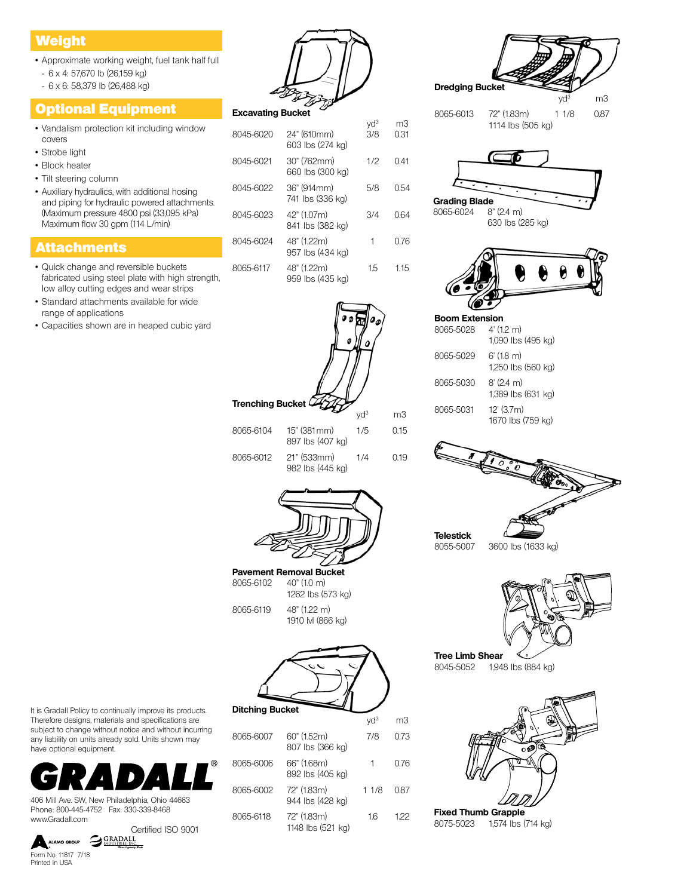## Weight

- Approximate working weight, fuel tank half full
  - 6 x 4: 57,670 lb (26,159 kg)
  - 6 x 6: 58,379 lb (26,488 kg)

## Optional Equipment

- Vandalism protection kit including window covers
- Strobe light
- Block heater
- Tilt steering column
- Auxiliary hydraulics, with additional hosing and piping for hydraulic powered attachments. (Maximum pressure 4800 psi (33,095 kPa) Maximum flow 30 gpm (114 L/min)

## Attachments

- Quick change and reversible buckets fabricated using steel plate with high strength, low alloy cutting edges and wear strips
- Standard attachments available for wide range of applications
- Capacities shown are in heaped cubic yard

It is Gradall Policy to continually improve its products. Therefore designs, materials and specifications are subject to change without notice and without incurring any liability on units already sold. Units shown may have optional equipment.

**GRADALL**®

406 Mill Ave. SW, New Philadelphia, Ohio 44663
Phone: 800-445-4752 Fax: 330-339-8468
www.Gradall.com

Certified ISO 9001

ALAMO GROUP GRADALL INDUSTRIES, INC.

Form No. 11817 7/18
Printed in USA

### Excavating Bucket

| | | yd³ | m3 |
|---|---|---|---|
| 8045-6020 | 24" (610mm) 603 lbs (274 kg) | 3/8 | 0.31 |
| 8045-6021 | 30" (762mm) 660 lbs (300 kg) | 1/2 | 0.41 |
| 8045-6022 | 36" (914mm) 741 lbs (336 kg) | 5/8 | 0.54 |
| 8045-6023 | 42" (1.07m) 841 lbs (382 kg) | 3/4 | 0.64 |
| 8045-6024 | 48" (1.22m) 957 lbs (434 kg) | 1 | 0.76 |
| 8065-6117 | 48" (1.22m) 959 lbs (435 kg) | 1.5 | 1.15 |

### Trenching Bucket

| | | yd³ | m3 |
|---|---|---|---|
| 8065-6104 | 15" (381mm) 897 lbs (407 kg) | 1/5 | 0.15 |
| 8065-6012 | 21" (533mm) 982 lbs (445 kg) | 1/4 | 0.19 |

### Pavement Removal Bucket

| | |
|---|---|
| 8065-6102 | 40" (1.0 m) 1262 lbs (573 kg) |
| 8065-6119 | 48" (1.22 m) 1910 lvl (866 kg) |

### Ditching Bucket

| | | yd³ | m3 |
|---|---|---|---|
| 8065-6007 | 60" (1.52m) 807 lbs (366 kg) | 7/8 | 0.73 |
| 8065-6006 | 66" (1.68m) 892 lbs (405 kg) | 1 | 0.76 |
| 8065-6002 | 72" (1.83m) 944 lbs (428 kg) | 1 1/8 | 0.87 |
| 8065-6118 | 72" (1.83m) 1148 lbs (521 kg) | 1.6 | 1.22 |

### Dredging Bucket

| | | yd³ | m3 |
|---|---|---|---|
| 8065-6013 | 72" (1.83m) 1114 lbs (505 kg) | 1 1/8 | 0.87 |

### Grading Blade

8065-6024 8" (2.4 m) 630 lbs (285 kg)

### Boom Extension

| | |
|---|---|
| 8065-5028 | 4' (1.2 m) 1,090 lbs (495 kg) |
| 8065-5029 | 6' (1.8 m) 1,250 lbs (560 kg) |
| 8065-5030 | 8' (2.4 m) 1,389 lbs (631 kg) |
| 8065-5031 | 12' (3.7m) 1670 lbs (759 kg) |

### Telestick

8055-5007 3600 lbs (1633 kg)

### Tree Limb Shear

8045-5052 1,948 lbs (884 kg)

### Fixed Thumb Grapple

8075-5023 1,574 lbs (714 kg)